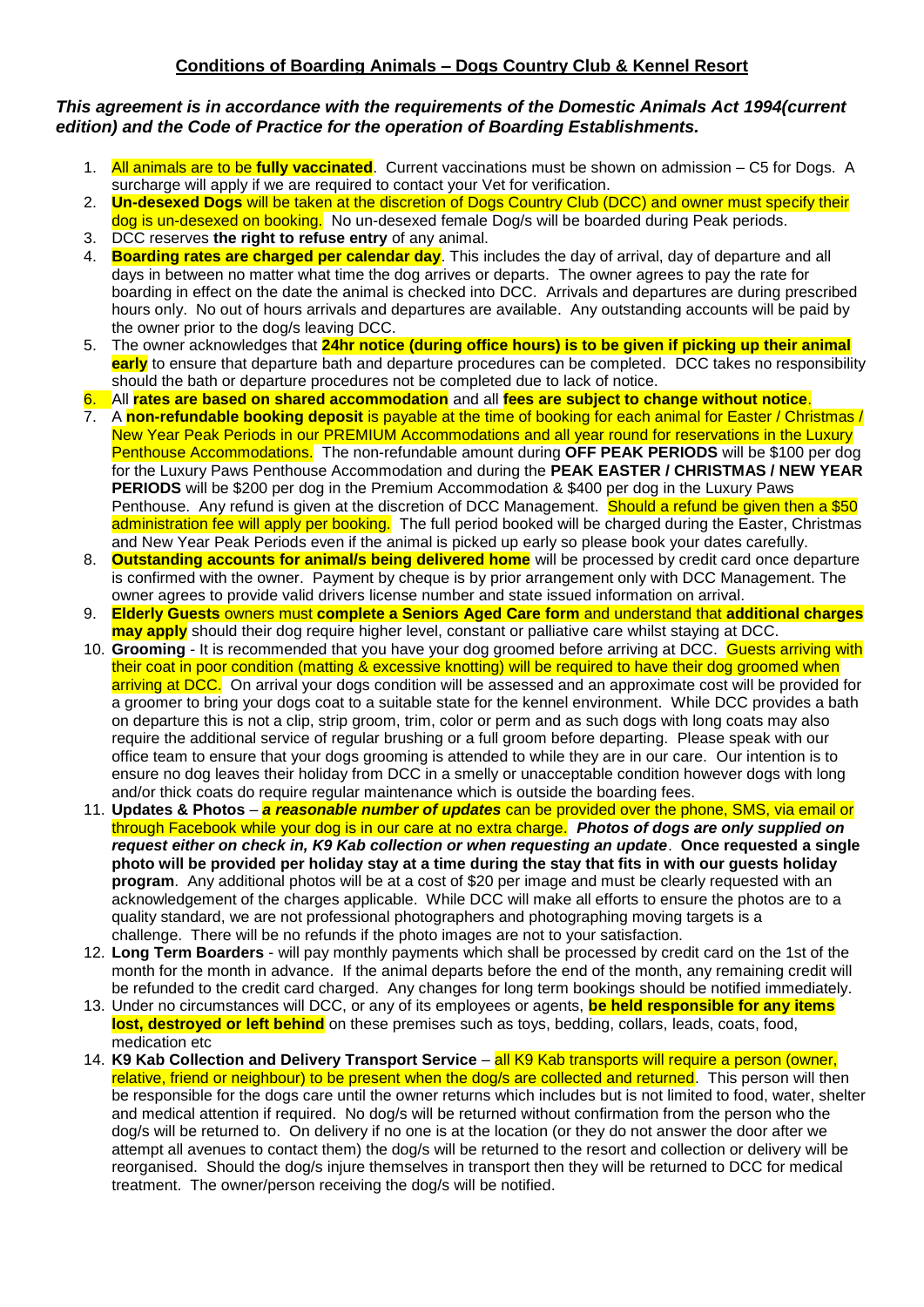## Conditions of Boarding Animals – Dogs Country Club & Kennel Resort

***This agreement is in accordance with the requirements of the Domestic Animals Act 1994(current edition) and the Code of Practice for the operation of Boarding Establishments.***

1. All animals are to be **fully vaccinated**. Current vaccinations must be shown on admission – C5 for Dogs. A surcharge will apply if we are required to contact your Vet for verification.
2. **Un-desexed Dogs** will be taken at the discretion of Dogs Country Club (DCC) and owner must specify their dog is un-desexed on booking. No un-desexed female Dog/s will be boarded during Peak periods.
3. DCC reserves **the right to refuse entry** of any animal.
4. **Boarding rates are charged per calendar day**. This includes the day of arrival, day of departure and all days in between no matter what time the dog arrives or departs. The owner agrees to pay the rate for boarding in effect on the date the animal is checked into DCC. Arrivals and departures are during prescribed hours only. No out of hours arrivals and departures are available. Any outstanding accounts will be paid by the owner prior to the dog's leaving DCC.
5. The owner acknowledges that **24hr notice (during office hours) is to be given if picking up their animal early** to ensure that departure bath and departure procedures can be completed. DCC takes no responsibility should the bath or departure procedures not be completed due to lack of notice.
6. All **rates are based on shared accommodation** and all **fees are subject to change without notice**.
7. A **non-refundable booking deposit** is payable at the time of booking for each animal for Easter / Christmas / New Year Peak Periods in our PREMIUM Accommodations and all year round for reservations in the Luxury Penthouse Accommodations. The non-refundable amount during **OFF PEAK PERIODS** will be $100 per dog for the Luxury Paws Penthouse Accommodation and during the **PEAK EASTER / CHRISTMAS / NEW YEAR PERIODS** will be $200 per dog in the Premium Accommodation & $400 per dog in the Luxury Paws Penthouse. Any refund is given at the discretion of DCC Management. Should a refund be given then a $50 administration fee will apply per booking. The full period booked will be charged during the Easter, Christmas and New Year Peak Periods even if the animal is picked up early so please book your dates carefully.
8. **Outstanding accounts for animal/s being delivered home** will be processed by credit card once departure is confirmed with the owner. Payment by cheque is by prior arrangement only with DCC Management. The owner agrees to provide valid drivers license number and state issued information on arrival.
9. **Elderly Guests** owners must **complete a Seniors Aged Care form** and understand that **additional charges may apply** should their dog require higher level, constant or palliative care whilst staying at DCC.
10. **Grooming** - It is recommended that you have your dog groomed before arriving at DCC. Guests arriving with their coat in poor condition (matting & excessive knotting) will be required to have their dog groomed when arriving at DCC. On arrival your dogs condition will be assessed and an approximate cost will be provided for a groomer to bring your dogs coat to a suitable state for the kennel environment. While DCC provides a bath on departure this is not a clip, strip groom, trim, color or perm and as such dogs with long coats may also require the additional service of regular brushing or a full groom before departing. Please speak with our office team to ensure that your dogs grooming is attended to while they are in our care. Our intention is to ensure no dog leaves their holiday from DCC in a smelly or unacceptable condition however dogs with long and/or thick coats do require regular maintenance which is outside the boarding fees.
11. **Updates & Photos** – ***a reasonable number of updates*** can be provided over the phone, SMS, via email or through Facebook while your dog is in our care at no extra charge. ***Photos of dogs are only supplied on request either on check in, K9 Kab collection or when requesting an update***. **Once requested a single photo will be provided per holiday stay at a time during the stay that fits in with our guests holiday program**. Any additional photos will be at a cost of $20 per image and must be clearly requested with an acknowledgement of the charges applicable. While DCC will make all efforts to ensure the photos are to a quality standard, we are not professional photographers and photographing moving targets is a challenge. There will be no refunds if the photo images are not to your satisfaction.
12. **Long Term Boarders** - will pay monthly payments which shall be processed by credit card on the 1st of the month for the month in advance. If the animal departs before the end of the month, any remaining credit will be refunded to the credit card charged. Any changes for long term bookings should be notified immediately.
13. Under no circumstances will DCC, or any of its employees or agents, **be held responsible for any items lost, destroyed or left behind** on these premises such as toys, bedding, collars, leads, coats, food, medication etc
14. **K9 Kab Collection and Delivery Transport Service** – all K9 Kab transports will require a person (owner, relative, friend or neighbour) to be present when the dog/s are collected and returned. This person will then be responsible for the dogs care until the owner returns which includes but is not limited to food, water, shelter and medical attention if required. No dog/s will be returned without confirmation from the person who the dog/s will be returned to. On delivery if no one is at the location (or they do not answer the door after we attempt all avenues to contact them) the dog/s will be returned to the resort and collection or delivery will be reorganised. Should the dog/s injure themselves in transport then they will be returned to DCC for medical treatment. The owner/person receiving the dog/s will be notified.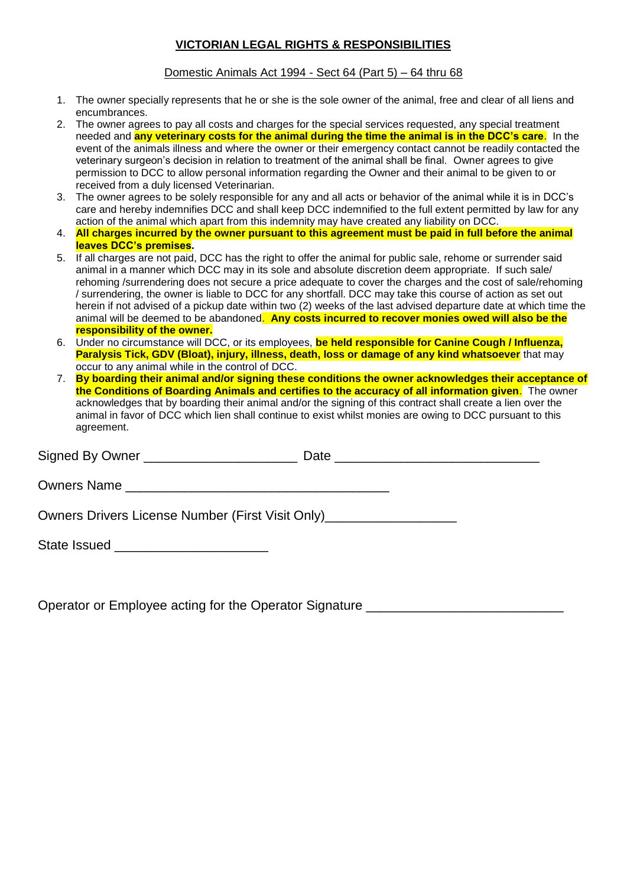**VICTORIAN LEGAL RIGHTS & RESPONSIBILITIES**

Domestic Animals Act 1994 - Sect 64 (Part 5) – 64 thru 68

1. The owner specially represents that he or she is the sole owner of the animal, free and clear of all liens and encumbrances.
2. The owner agrees to pay all costs and charges for the special services requested, any special treatment needed and **any veterinary costs for the animal during the time the animal is in the DCC's care**. In the event of the animals illness and where the owner or their emergency contact cannot be readily contacted the veterinary surgeon's decision in relation to treatment of the animal shall be final. Owner agrees to give permission to DCC to allow personal information regarding the Owner and their animal to be given to or received from a duly licensed Veterinarian.
3. The owner agrees to be solely responsible for any and all acts or behavior of the animal while it is in DCC's care and hereby indemnifies DCC and shall keep DCC indemnified to the full extent permitted by law for any action of the animal which apart from this indemnity may have created any liability on DCC.
4. **All charges incurred by the owner pursuant to this agreement must be paid in full before the animal leaves DCC's premises.**
5. If all charges are not paid, DCC has the right to offer the animal for public sale, rehome or surrender said animal in a manner which DCC may in its sole and absolute discretion deem appropriate. If such sale/ rehoming /surrendering does not secure a price adequate to cover the charges and the cost of sale/rehoming / surrendering, the owner is liable to DCC for any shortfall. DCC may take this course of action as set out herein if not advised of a pickup date within two (2) weeks of the last advised departure date at which time the animal will be deemed to be abandoned. **Any costs incurred to recover monies owed will also be the responsibility of the owner.**
6. Under no circumstance will DCC, or its employees, **be held responsible for Canine Cough / Influenza, Paralysis Tick, GDV (Bloat), injury, illness, death, loss or damage of any kind whatsoever** that may occur to any animal while in the control of DCC.
7. **By boarding their animal and/or signing these conditions the owner acknowledges their acceptance of the Conditions of Boarding Animals and certifies to the accuracy of all information given**. The owner acknowledges that by boarding their animal and/or the signing of this contract shall create a lien over the animal in favor of DCC which lien shall continue to exist whilst monies are owing to DCC pursuant to this agreement.

Signed By Owner ____________________ Date ___________________________

Owners Name ___________________________________

Owners Drivers License Number (First Visit Only)_________________

State Issued ____________________

Operator or Employee acting for the Operator Signature __________________________